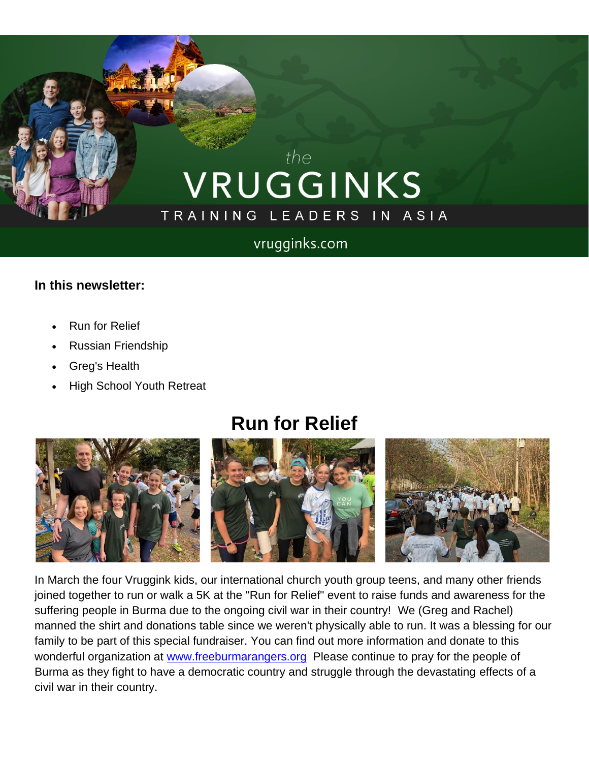the

# VRUGGINKS

TRAINING LEADERS IN ASIA

vrugginks.com

**In this newsletter:**

- Run for Relief
- Russian Friendship
- Greg's Health
- High School Youth Retreat

## Run for Relief

In March the four Vruggink kids, our international church youth group teens, and many other friends joined together to run or walk a 5K at the "Run for Relief" event to raise funds and awareness for the suffering people in Burma due to the ongoing civil war in their country! We (Greg and Rachel) manned the shirt and donations table since we weren't physically able to run. It was a blessing for our family to be part of this special fundraiser. You can find out more information and donate to this wonderful organization at [www.freeburmarangers.org](http://www.freeburmarangers.org) Please continue to pray for the people of Burma as they fight to have a democratic country and struggle through the devastating effects of a civil war in their country.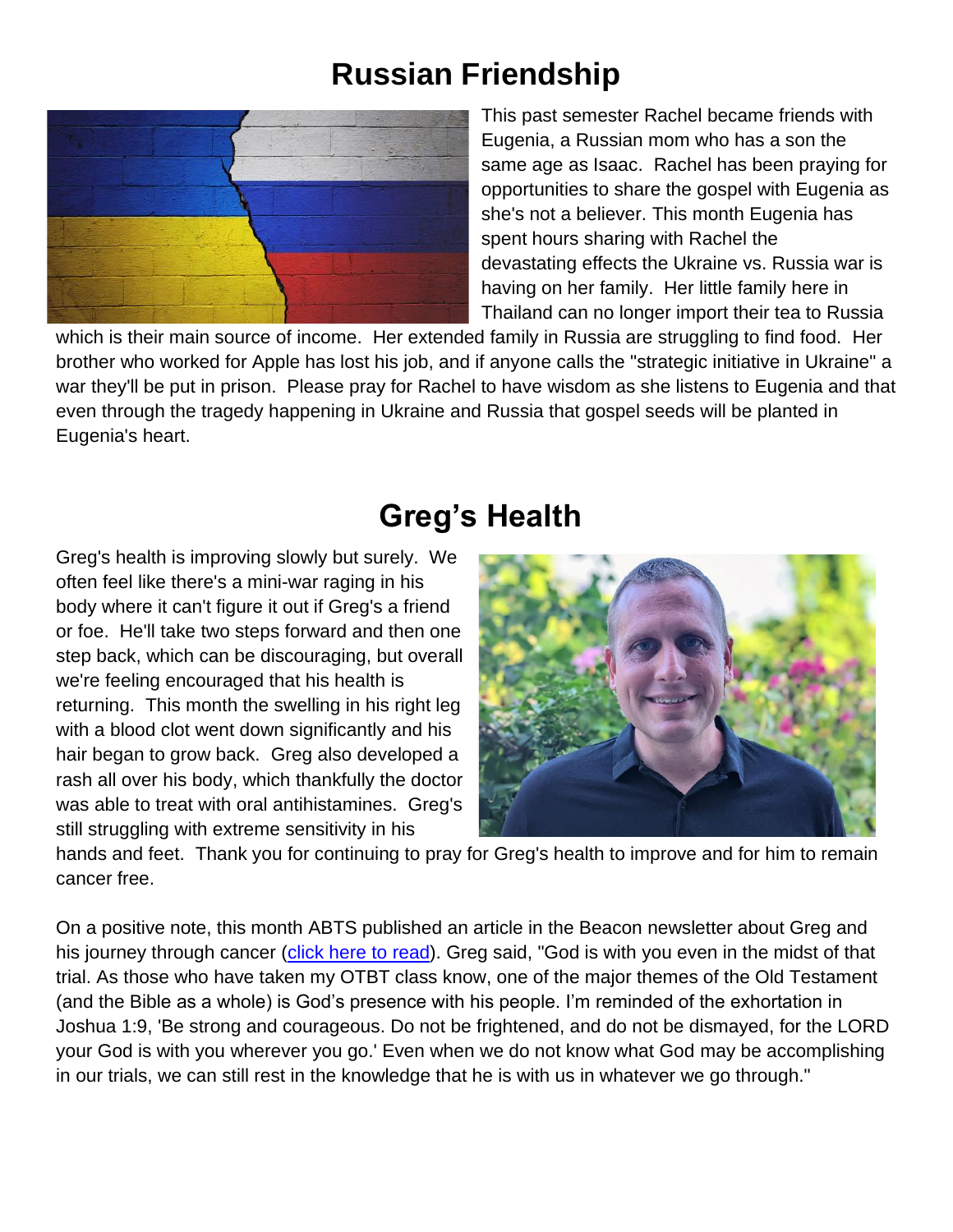# Russian Friendship

This past semester Rachel became friends with Eugenia, a Russian mom who has a son the same age as Isaac. Rachel has been praying for opportunities to share the gospel with Eugenia as she's not a believer. This month Eugenia has spent hours sharing with Rachel the devastating effects the Ukraine vs. Russia war is having on her family. Her little family here in Thailand can no longer import their tea to Russia which is their main source of income. Her extended family in Russia are struggling to find food. Her brother who worked for Apple has lost his job, and if anyone calls the "strategic initiative in Ukraine" a war they'll be put in prison. Please pray for Rachel to have wisdom as she listens to Eugenia and that even through the tragedy happening in Ukraine and Russia that gospel seeds will be planted in Eugenia's heart.

# Greg's Health

Greg's health is improving slowly but surely. We often feel like there's a mini-war raging in his body where it can't figure it out if Greg's a friend or foe. He'll take two steps forward and then one step back, which can be discouraging, but overall we're feeling encouraged that his health is returning. This month the swelling in his right leg with a blood clot went down significantly and his hair began to grow back. Greg also developed a rash all over his body, which thankfully the doctor was able to treat with oral antihistamines. Greg's still struggling with extreme sensitivity in his hands and feet. Thank you for continuing to pray for Greg's health to improve and for him to remain cancer free.

On a positive note, this month ABTS published an article in the Beacon newsletter about Greg and his journey through cancer (click here to read). Greg said, "God is with you even in the midst of that trial. As those who have taken my OTBT class know, one of the major themes of the Old Testament (and the Bible as a whole) is God's presence with his people. I'm reminded of the exhortation in Joshua 1:9, 'Be strong and courageous. Do not be frightened, and do not be dismayed, for the LORD your God is with you wherever you go.' Even when we do not know what God may be accomplishing in our trials, we can still rest in the knowledge that he is with us in whatever we go through."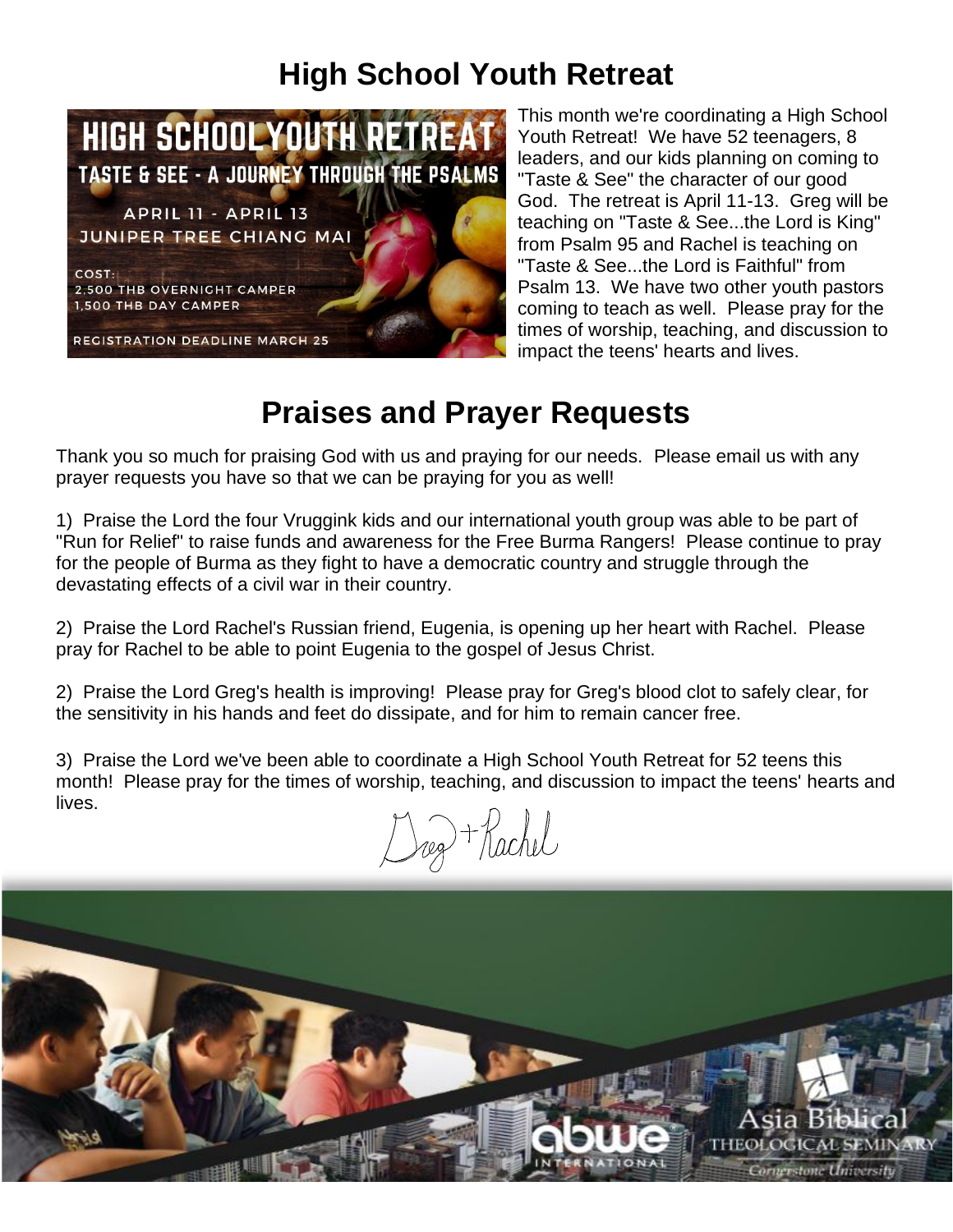# High School Youth Retreat

HIGH SCHOOL YOUTH RETREAT
TASTE & SEE - A JOURNEY THROUGH THE PSALMS
APRIL 11 - APRIL 13
JUNIPER TREE CHIANG MAI
COST:
2,500 THB OVERNIGHT CAMPER
1,500 THB DAY CAMPER
REGISTRATION DEADLINE MARCH 25

This month we're coordinating a High School Youth Retreat! We have 52 teenagers, 8 leaders, and our kids planning on coming to "Taste & See" the character of our good God. The retreat is April 11-13. Greg will be teaching on "Taste & See...the Lord is King" from Psalm 95 and Rachel is teaching on "Taste & See...the Lord is Faithful" from Psalm 13. We have two other youth pastors coming to teach as well. Please pray for the times of worship, teaching, and discussion to impact the teens' hearts and lives.

# Praises and Prayer Requests

Thank you so much for praising God with us and praying for our needs. Please email us with any prayer requests you have so that we can be praying for you as well!

1) Praise the Lord the four Vruggink kids and our international youth group was able to be part of "Run for Relief" to raise funds and awareness for the Free Burma Rangers! Please continue to pray for the people of Burma as they fight to have a democratic country and struggle through the devastating effects of a civil war in their country.

2) Praise the Lord Rachel's Russian friend, Eugenia, is opening up her heart with Rachel. Please pray for Rachel to be able to point Eugenia to the gospel of Jesus Christ.

2) Praise the Lord Greg's health is improving! Please pray for Greg's blood clot to safely clear, for the sensitivity in his hands and feet do dissipate, and for him to remain cancer free.

3) Praise the Lord we've been able to coordinate a High School Youth Retreat for 52 teens this month! Please pray for the times of worship, teaching, and discussion to impact the teens' hearts and lives.

Greg + Rachel

abwe INTERNATIONAL

Asia Biblical THEOLOGICAL SEMINARY Cornerstone University